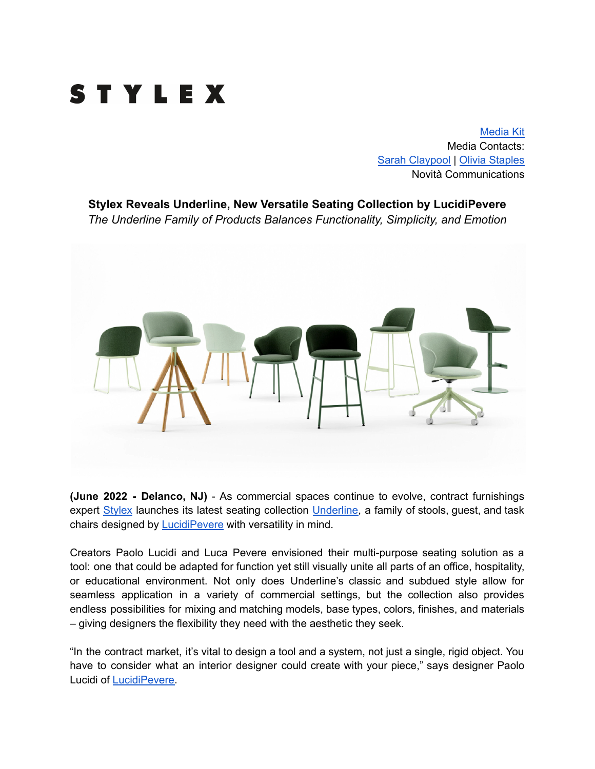# STYLEX

Media Kit
Media Contacts:
Sarah Claypool | Olivia Staples
Novità Communications

**Stylex Reveals Underline, New Versatile Seating Collection by LucidiPevere**
*The Underline Family of Products Balances Functionality, Simplicity, and Emotion*

**(June 2022 - Delanco, NJ)** - As commercial spaces continue to evolve, contract furnishings expert Stylex launches its latest seating collection Underline, a family of stools, guest, and task chairs designed by LucidiPevere with versatility in mind.

Creators Paolo Lucidi and Luca Pevere envisioned their multi-purpose seating solution as a tool: one that could be adapted for function yet still visually unite all parts of an office, hospitality, or educational environment. Not only does Underline's classic and subdued style allow for seamless application in a variety of commercial settings, but the collection also provides endless possibilities for mixing and matching models, base types, colors, finishes, and materials – giving designers the flexibility they need with the aesthetic they seek.

"In the contract market, it's vital to design a tool and a system, not just a single, rigid object. You have to consider what an interior designer could create with your piece," says designer Paolo Lucidi of LucidiPevere.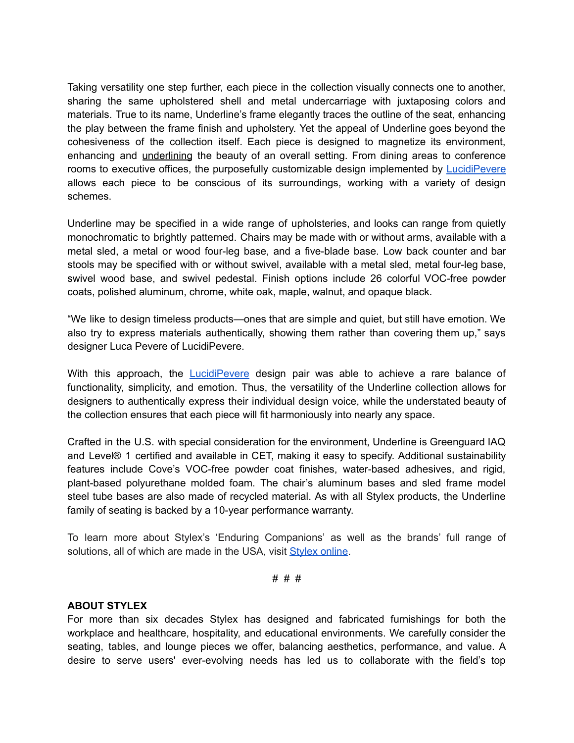Taking versatility one step further, each piece in the collection visually connects one to another, sharing the same upholstered shell and metal undercarriage with juxtaposing colors and materials. True to its name, Underline's frame elegantly traces the outline of the seat, enhancing the play between the frame finish and upholstery. Yet the appeal of Underline goes beyond the cohesiveness of the collection itself. Each piece is designed to magnetize its environment, enhancing and underlining the beauty of an overall setting. From dining areas to conference rooms to executive offices, the purposefully customizable design implemented by LucidiPevere allows each piece to be conscious of its surroundings, working with a variety of design schemes.

Underline may be specified in a wide range of upholsteries, and looks can range from quietly monochromatic to brightly patterned. Chairs may be made with or without arms, available with a metal sled, a metal or wood four-leg base, and a five-blade base. Low back counter and bar stools may be specified with or without swivel, available with a metal sled, metal four-leg base, swivel wood base, and swivel pedestal. Finish options include 26 colorful VOC-free powder coats, polished aluminum, chrome, white oak, maple, walnut, and opaque black.

"We like to design timeless products—ones that are simple and quiet, but still have emotion. We also try to express materials authentically, showing them rather than covering them up," says designer Luca Pevere of LucidiPevere.

With this approach, the LucidiPevere design pair was able to achieve a rare balance of functionality, simplicity, and emotion. Thus, the versatility of the Underline collection allows for designers to authentically express their individual design voice, while the understated beauty of the collection ensures that each piece will fit harmoniously into nearly any space.

Crafted in the U.S. with special consideration for the environment, Underline is Greenguard IAQ and Level® 1 certified and available in CET, making it easy to specify. Additional sustainability features include Cove's VOC-free powder coat finishes, water-based adhesives, and rigid, plant-based polyurethane molded foam. The chair's aluminum bases and sled frame model steel tube bases are also made of recycled material. As with all Stylex products, the Underline family of seating is backed by a 10-year performance warranty.

To learn more about Stylex's 'Enduring Companions' as well as the brands' full range of solutions, all of which are made in the USA, visit Stylex online.

# # #

**ABOUT STYLEX**

For more than six decades Stylex has designed and fabricated furnishings for both the workplace and healthcare, hospitality, and educational environments. We carefully consider the seating, tables, and lounge pieces we offer, balancing aesthetics, performance, and value. A desire to serve users' ever-evolving needs has led us to collaborate with the field's top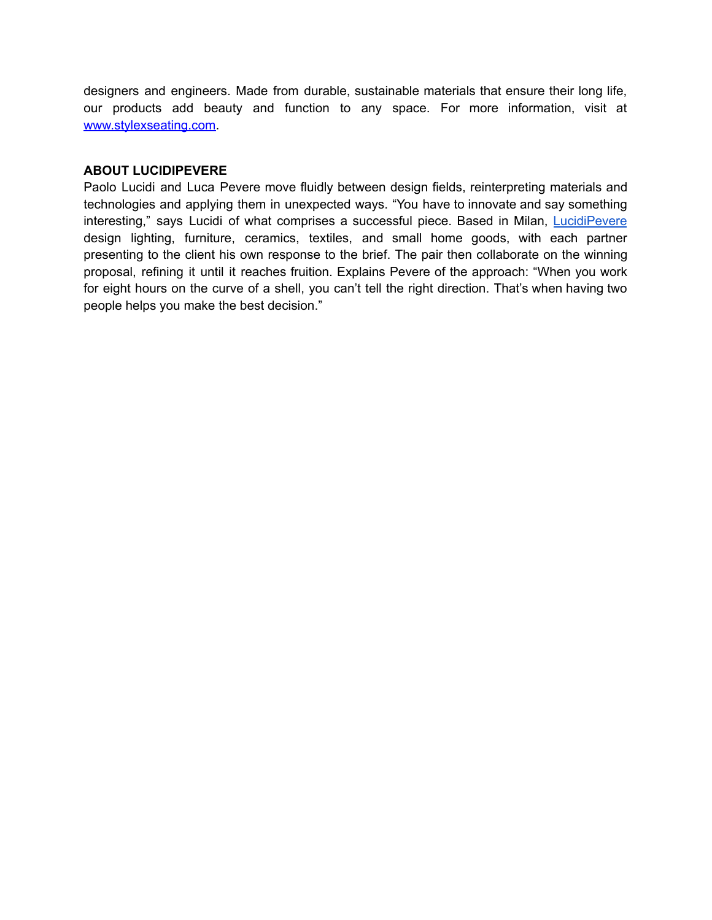designers and engineers. Made from durable, sustainable materials that ensure their long life, our products add beauty and function to any space. For more information, visit at [www.stylexseating.com](http://www.stylexseating.com).

**ABOUT LUCIDIPEVERE**

Paolo Lucidi and Luca Pevere move fluidly between design fields, reinterpreting materials and technologies and applying them in unexpected ways. "You have to innovate and say something interesting," says Lucidi of what comprises a successful piece. Based in Milan, [LucidiPevere]() design lighting, furniture, ceramics, textiles, and small home goods, with each partner presenting to the client his own response to the brief. The pair then collaborate on the winning proposal, refining it until it reaches fruition. Explains Pevere of the approach: "When you work for eight hours on the curve of a shell, you can't tell the right direction. That's when having two people helps you make the best decision."